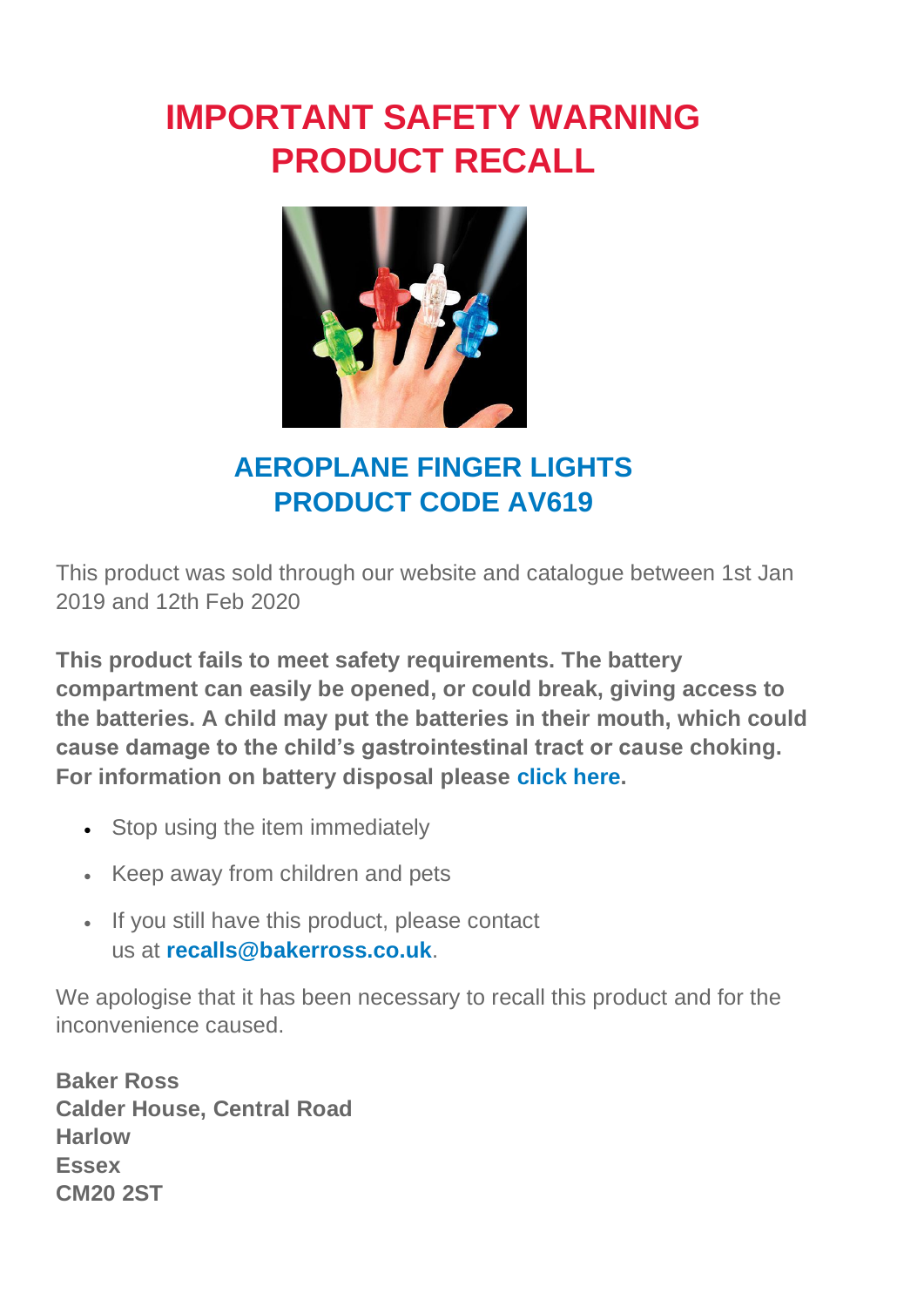# IMPORTANT SAFETY WARNING
# PRODUCT RECALL

## AEROPLANE FINGER LIGHTS
## PRODUCT CODE AV619

This product was sold through our website and catalogue between 1st Jan 2019 and 12th Feb 2020

**This product fails to meet safety requirements. The battery compartment can easily be opened, or could break, giving access to the batteries. A child may put the batteries in their mouth, which could cause damage to the child's gastrointestinal tract or cause choking. For information on battery disposal please click here.**

- Stop using the item immediately
- Keep away from children and pets
- If you still have this product, please contact us at **recalls@bakerross.co.uk**.

We apologise that it has been necessary to recall this product and for the inconvenience caused.

**Baker Ross**
**Calder House, Central Road**
**Harlow**
**Essex**
**CM20 2ST**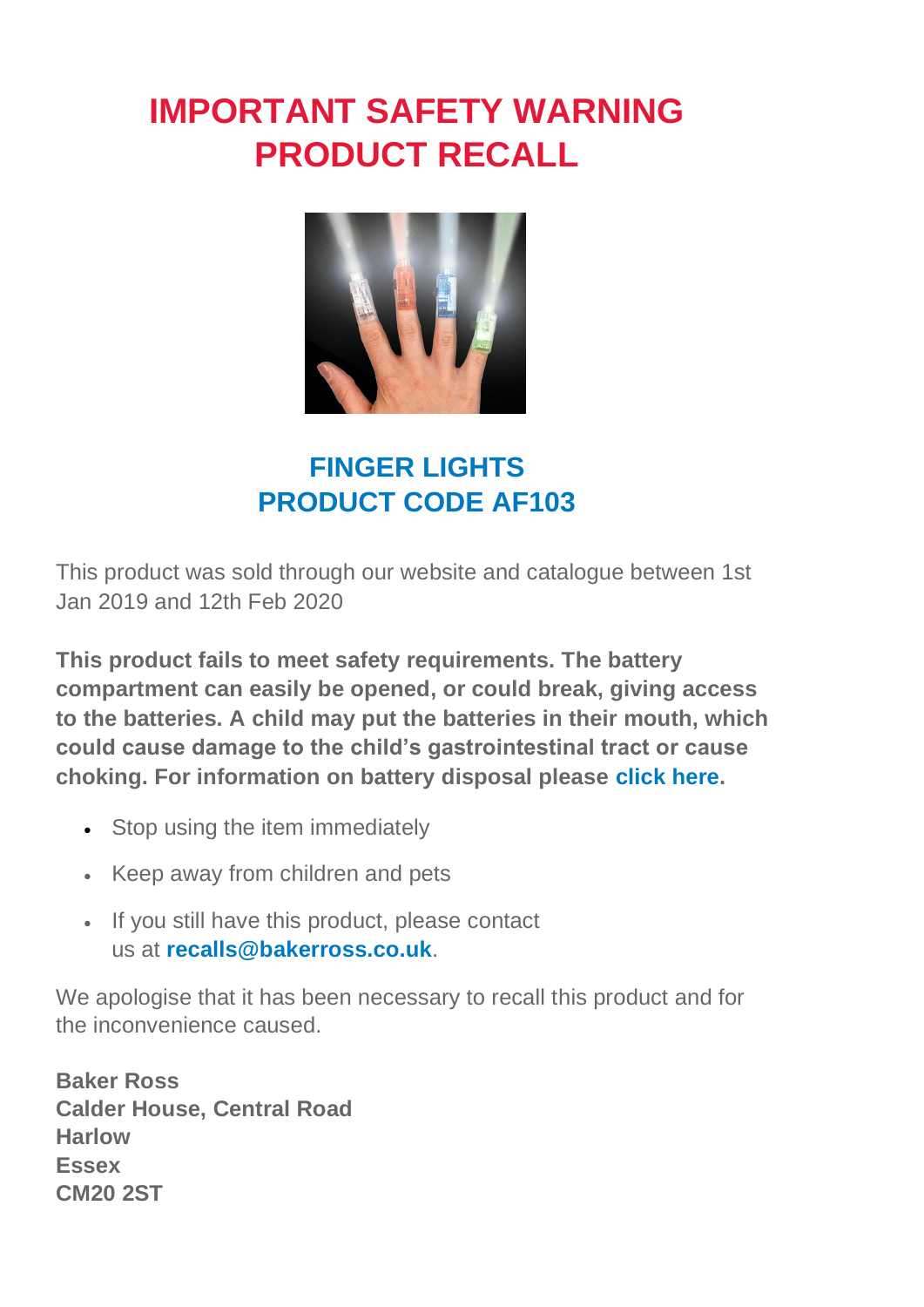# IMPORTANT SAFETY WARNING
# PRODUCT RECALL

## FINGER LIGHTS
## PRODUCT CODE AF103

This product was sold through our website and catalogue between 1st Jan 2019 and 12th Feb 2020

**This product fails to meet safety requirements. The battery compartment can easily be opened, or could break, giving access to the batteries. A child may put the batteries in their mouth, which could cause damage to the child's gastrointestinal tract or cause choking. For information on battery disposal please click here.**

- Stop using the item immediately
- Keep away from children and pets
- If you still have this product, please contact us at **recalls@bakerross.co.uk**.

We apologise that it has been necessary to recall this product and for the inconvenience caused.

**Baker Ross**
**Calder House, Central Road**
**Harlow**
**Essex**
**CM20 2ST**